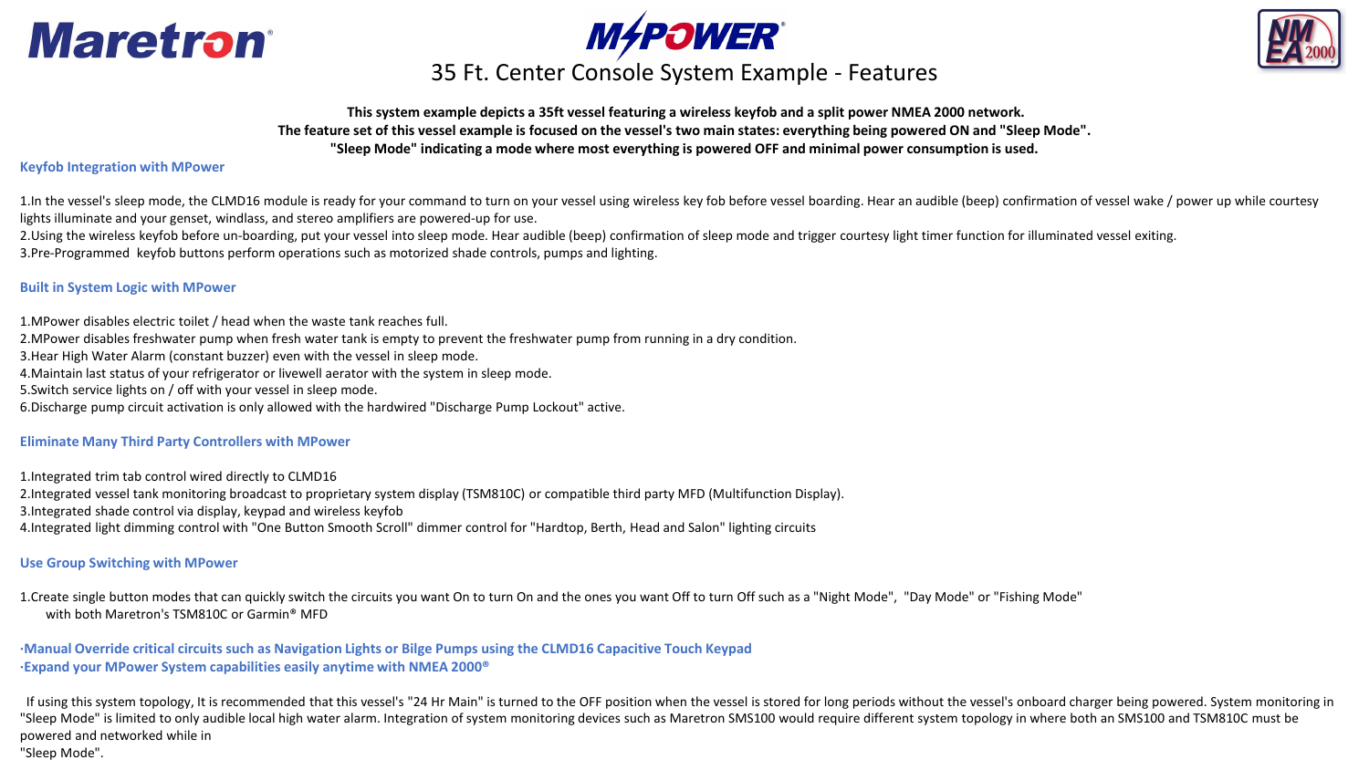Maretron MPOWER NMEA 2000

# 35 Ft. Center Console System Example - Features

**This system example depicts a 35ft vessel featuring a wireless keyfob and a split power NMEA 2000 network.**
**The feature set of this vessel example is focused on the vessel's two main states: everything being powered ON and "Sleep Mode".**
**"Sleep Mode" indicating a mode where most everything is powered OFF and minimal power consumption is used.**

### Keyfob Integration with MPower

1. In the vessel's sleep mode, the CLMD16 module is ready for your command to turn on your vessel using wireless key fob before vessel boarding. Hear an audible (beep) confirmation of vessel wake / power up while courtesy lights illuminate and your genset, windlass, and stereo amplifiers are powered-up for use.
2. Using the wireless keyfob before un-boarding, put your vessel into sleep mode. Hear audible (beep) confirmation of sleep mode and trigger courtesy light timer function for illuminated vessel exiting.
3. Pre-Programmed keyfob buttons perform operations such as motorized shade controls, pumps and lighting.

### Built in System Logic with MPower

1. MPower disables electric toilet / head when the waste tank reaches full.
2. MPower disables freshwater pump when fresh water tank is empty to prevent the freshwater pump from running in a dry condition.
3. Hear High Water Alarm (constant buzzer) even with the vessel in sleep mode.
4. Maintain last status of your refrigerator or livewell aerator with the system in sleep mode.
5. Switch service lights on / off with your vessel in sleep mode.
6. Discharge pump circuit activation is only allowed with the hardwired "Discharge Pump Lockout" active.

### Eliminate Many Third Party Controllers with MPower

1. Integrated trim tab control wired directly to CLMD16
2. Integrated vessel tank monitoring broadcast to proprietary system display (TSM810C) or compatible third party MFD (Multifunction Display).
3. Integrated shade control via display, keypad and wireless keyfob
4. Integrated light dimming control with "One Button Smooth Scroll" dimmer control for "Hardtop, Berth, Head and Salon" lighting circuits

### Use Group Switching with MPower

1. Create single button modes that can quickly switch the circuits you want On to turn On and the ones you want Off to turn Off such as a "Night Mode", "Day Mode" or "Fishing Mode" with both Maretron's TSM810C or Garmin® MFD

- **Manual Override critical circuits such as Navigation Lights or Bilge Pumps using the CLMD16 Capacitive Touch Keypad**
- **Expand your MPower System capabilities easily anytime with NMEA 2000®**

If using this system topology, It is recommended that this vessel's "24 Hr Main" is turned to the OFF position when the vessel is stored for long periods without the vessel's onboard charger being powered. System monitoring in "Sleep Mode" is limited to only audible local high water alarm. Integration of system monitoring devices such as Maretron SMS100 would require different system topology in where both an SMS100 and TSM810C must be powered and networked while in "Sleep Mode".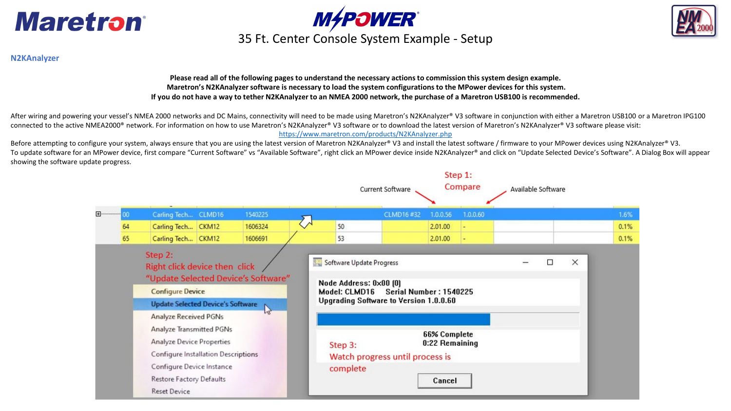# 35 Ft. Center Console System Example - Setup

## N2KAnalyzer

**Please read all of the following pages to understand the necessary actions to commission this system design example.**
**Maretron's N2KAnalyzer software is necessary to load the system configurations to the MPower devices for this system.**
**If you do not have a way to tether N2KAnalyzer to an NMEA 2000 network, the purchase of a Maretron USB100 is recommended.**

After wiring and powering your vessel's NMEA 2000 networks and DC Mains, connectivity will need to be made using Maretron's N2KAnalyzer® V3 software in conjunction with either a Maretron USB100 or a Maretron IPG100 connected to the active NMEA2000® network. For information on how to use Maretron's N2KAnalyzer® V3 software or to download the latest version of Maretron's N2KAnalyzer® V3 software please visit:
https://www.maretron.com/products/N2KAnalyzer.php

Before attempting to configure your system, always ensure that you are using the latest version of Maretron N2KAnalyzer® V3 and install the latest software / firmware to your MPower devices using N2KAnalyzer® V3.
To update software for an MPower device, first compare "Current Software" vs "Available Software", right click an MPower device inside N2KAnalyzer® and click on "Update Selected Device's Software". A Dialog Box will appear showing the software update progress.

Step 1: Compare — Current Software / Available Software

| | | | | | | | | | |
|---|---|---|---|---|---|---|---|---|---|
| 00 | Carling Tech... | CLMD16 | 1540225 | | CLMD16 #32 | 1.0.0.56 | 1.0.0.60 | | 1.6% |
| 64 | Carling Tech... | CKM12 | 1606324 | 50 | | 2.01.00 | - | | 0.1% |
| 65 | Carling Tech... | CKM12 | 1606691 | 53 | | 2.01.00 | - | | 0.1% |

Step 2: Right click device then click "Update Selected Device's Software"

- Configure Device
- Update Selected Device's Software
- Analyze Received PGNs
- Analyze Transmitted PGNs
- Analyze Device Properties
- Configure Installation Descriptions
- Configure Device Instance
- Restore Factory Defaults
- Reset Device

Software Update Progress

Node Address: 0x00 (0)
Model: CLMD16 Serial Number : 1540225
Upgrading Software to Version 1.0.0.60

66% Complete
0:22 Remaining

Cancel

Step 3: Watch progress until process is complete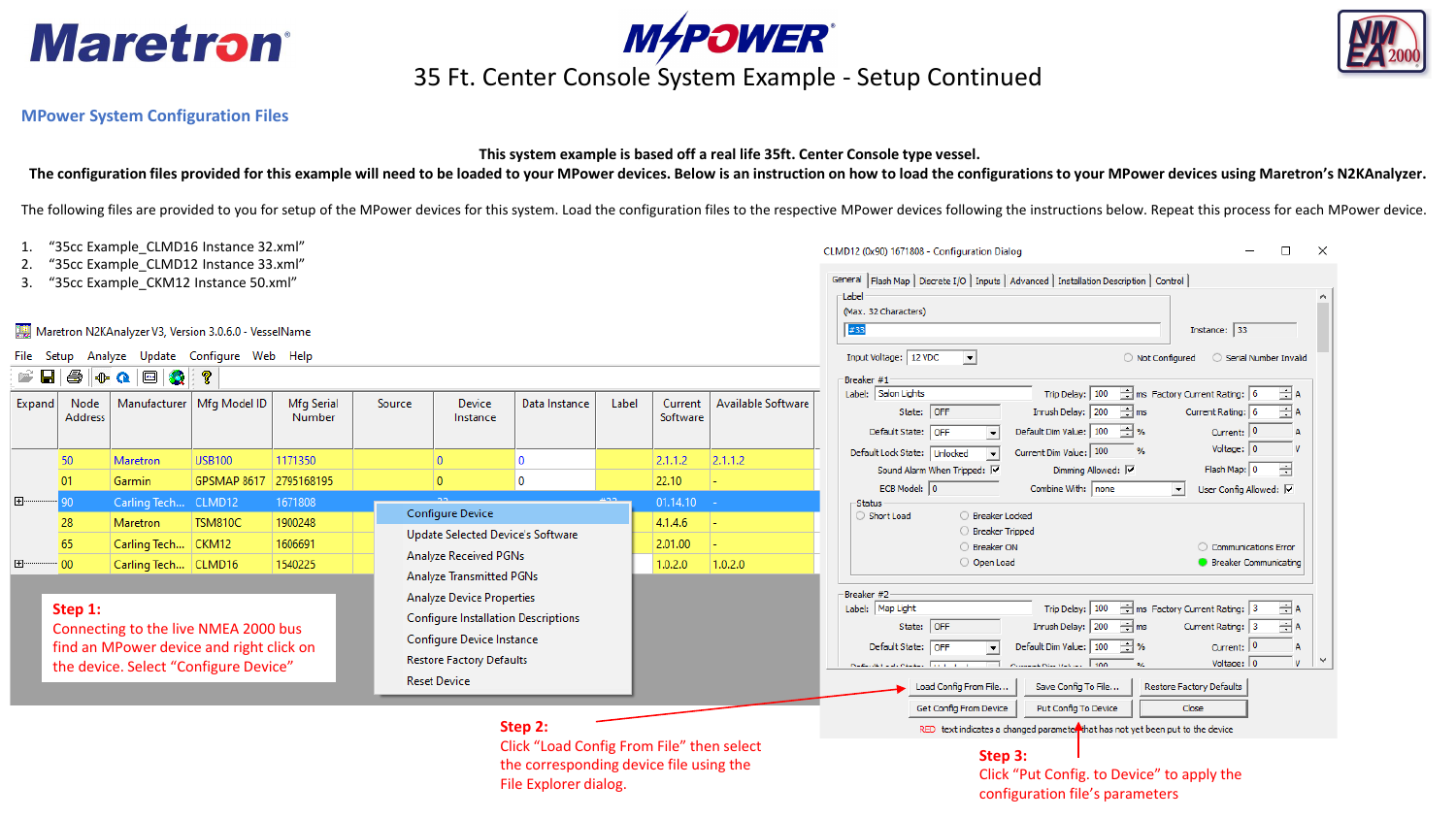# 35 Ft. Center Console System Example - Setup Continued

## MPower System Configuration Files

**This system example is based off a real life 35ft. Center Console type vessel.**

**The configuration files provided for this example will need to be loaded to your MPower devices. Below is an instruction on how to load the configurations to your MPower devices using Maretron's N2KAnalyzer.**

The following files are provided to you for setup of the MPower devices for this system. Load the configuration files to the respective MPower devices following the instructions below. Repeat this process for each MPower device.

1. "35cc Example_CLMD16 Instance 32.xml"
2. "35cc Example_CLMD12 Instance 33.xml"
3. "35cc Example_CKM12 Instance 50.xml"

Maretron N2KAnalyzer V3, Version 3.0.6.0 - VesselName

File Setup Analyze Update Configure Web Help

| Expand | Node Address | Manufacturer | Mfg Model ID | Mfg Serial Number | Source | Device Instance | Data Instance | Label | Current Software | Available Software |
|---|---|---|---|---|---|---|---|---|---|---|
| | 50 | Maretron | USB100 | 1171350 | | 0 | 0 | | 2.1.1.2 | 2.1.1.2 |
| | 01 | Garmin | GPSMAP 8617 | 2795168195 | | 0 | 0 | | 22.10 | - |
| ⊞ | 90 | Carling Tech... | CLMD12 | 1671808 | | | | #33 | 01.14.10 | - |
| | 28 | Maretron | TSM810C | 1900248 | | | | | 4.1.4.6 | - |
| | 65 | Carling Tech... | CKM12 | 1606691 | | | | | 2.01.00 | - |
| ⊞ | 00 | Carling Tech... | CLMD16 | 1540225 | | | | | 1.0.2.0 | 1.0.2.0 |

Context menu: Configure Device; Update Selected Device's Software; Analyze Received PGNs; Analyze Transmitted PGNs; Analyze Device Properties; Configure Installation Descriptions; Configure Device Instance; Restore Factory Defaults; Reset Device

**Step 1:** Connecting to the live NMEA 2000 bus find an MPower device and right click on the device. Select "Configure Device"

CLMD12 (0x90) 1671808 - Configuration Dialog

Tabs: General | Flash Map | Discrete I/O | Inputs | Advanced | Installation Description | Control

Label (Max. 32 Characters): #33 — Instance: 33

Input Voltage: 12 VDC — Not Configured — Serial Number Invalid

Breaker #1 — Label: Salon Lights; Trip Delay: 100 ms; Factory Current Rating: 6 A; State: OFF; Inrush Delay: 200 ms; Current Rating: 6 A; Default State: OFF; Default Dim Value: 100 %; Current: 0 A; Default Lock State: Unlocked; Current Dim Value: 100 %; Voltage: 0 V; Sound Alarm When Tripped: ☑; Dimming Allowed: ☑; Flash Map: 0; ECB Model: 0; Combine With: none; User Config Allowed: ☑

Status: Short Load; Breaker Locked; Breaker Tripped; Breaker ON; Open Load; Communications Error; Breaker Communicating

Breaker #2 — Label: Map Light; Trip Delay: 100 ms; Factory Current Rating: 3 A; State: OFF; Inrush Delay: 200 ms; Current Rating: 3 A; Default State: OFF; Default Dim Value: 100 %; Current: 0 A; Voltage: 0 V

Buttons: Load Config From File... | Save Config To File... | Restore Factory Defaults | Get Config From Device | Put Config To Device | Close

RED text indicates a changed parameter that has not yet been put to the device

**Step 2:** Click "Load Config From File" then select the corresponding device file using the File Explorer dialog.

**Step 3:** Click "Put Config. to Device" to apply the configuration file's parameters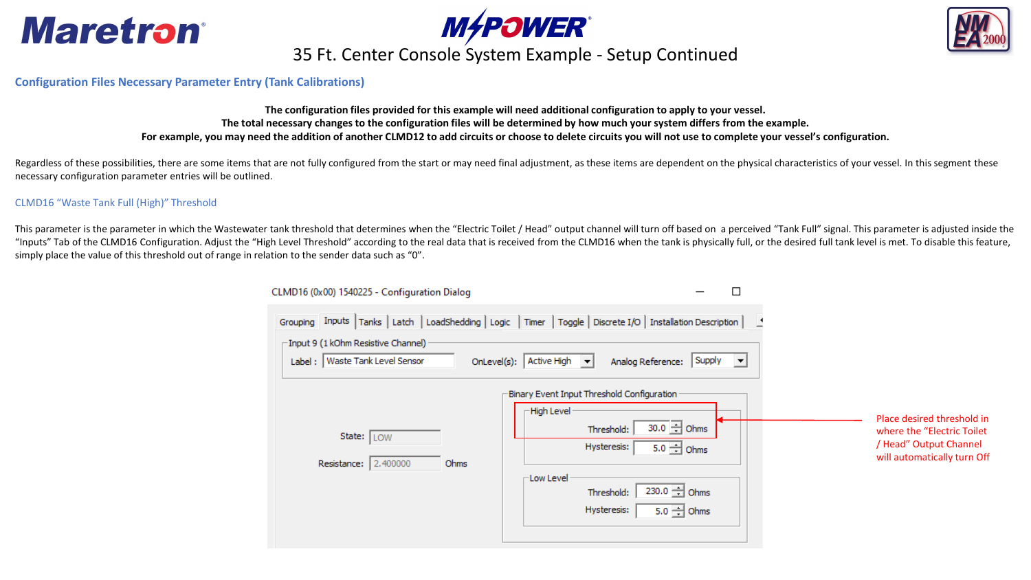# 35 Ft. Center Console System Example - Setup Continued

## Configuration Files Necessary Parameter Entry (Tank Calibrations)

**The configuration files provided for this example will need additional configuration to apply to your vessel.**
**The total necessary changes to the configuration files will be determined by how much your system differs from the example.**
**For example, you may need the addition of another CLMD12 to add circuits or choose to delete circuits you will not use to complete your vessel's configuration.**

Regardless of these possibilities, there are some items that are not fully configured from the start or may need final adjustment, as these items are dependent on the physical characteristics of your vessel. In this segment these necessary configuration parameter entries will be outlined.

### CLMD16 "Waste Tank Full (High)" Threshold

This parameter is the parameter in which the Wastewater tank threshold that determines when the "Electric Toilet / Head" output channel will turn off based on a perceived "Tank Full" signal. This parameter is adjusted inside the "Inputs" Tab of the CLMD16 Configuration. Adjust the "High Level Threshold" according to the real data that is received from the CLMD16 when the tank is physically full, or the desired full tank level is met. To disable this feature, simply place the value of this threshold out of range in relation to the sender data such as "0".

CLMD16 (0x00) 1540225 - Configuration Dialog

Grouping | Inputs | Tanks | Latch | LoadShedding | Logic | Timer | Toggle | Discrete I/O | Installation Description

Input 9 (1 kOhm Resistive Channel)

Label : Waste Tank Level Sensor — OnLevel(s): Active High — Analog Reference: Supply

State: LOW

Resistance: 2.400000 Ohms

Binary Event Input Threshold Configuration

High Level
- Threshold: 30.0 Ohms
- Hysteresis: 5.0 Ohms

Low Level
- Threshold: 230.0 Ohms
- Hysteresis: 5.0 Ohms

Place desired threshold in where the "Electric Toilet / Head" Output Channel will automatically turn Off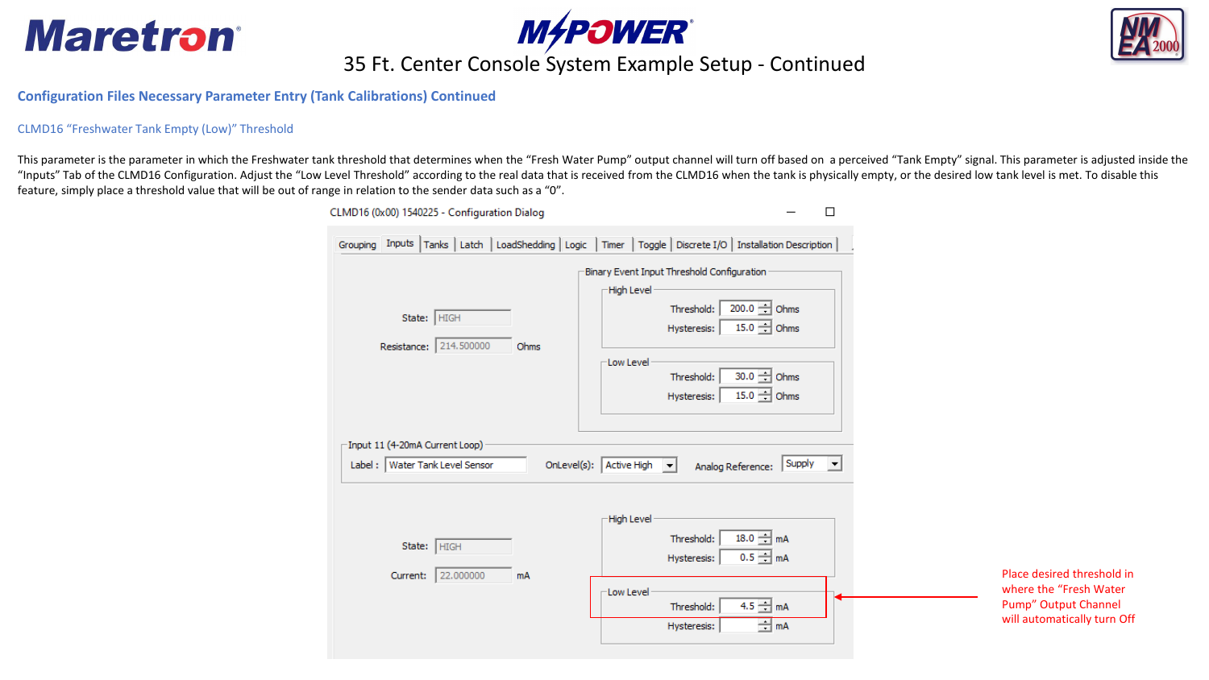# 35 Ft. Center Console System Example Setup - Continued

## Configuration Files Necessary Parameter Entry (Tank Calibrations) Continued

### CLMD16 “Freshwater Tank Empty (Low)” Threshold

This parameter is the parameter in which the Freshwater tank threshold that determines when the “Fresh Water Pump” output channel will turn off based on a perceived “Tank Empty” signal. This parameter is adjusted inside the “Inputs” Tab of the CLMD16 Configuration. Adjust the “Low Level Threshold” according to the real data that is received from the CLMD16 when the tank is physically empty, or the desired low tank level is met. To disable this feature, simply place a threshold value that will be out of range in relation to the sender data such as a “0”.

CLMD16 (0x00) 1540225 - Configuration Dialog

Grouping | Inputs | Tanks | Latch | LoadShedding | Logic | Timer | Toggle | Discrete I/O | Installation Description

State: HIGH

Resistance: 214.500000 Ohms

Binary Event Input Threshold Configuration

High Level
Threshold: 200.0 Ohms
Hysteresis: 15.0 Ohms

Low Level
Threshold: 30.0 Ohms
Hysteresis: 15.0 Ohms

Input 11 (4-20mA Current Loop)
Label : Water Tank Level Sensor OnLevel(s): Active High Analog Reference: Supply

State: HIGH

Current: 22.000000 mA

High Level
Threshold: 18.0 mA
Hysteresis: 0.5 mA

Low Level
Threshold: 4.5 mA
Hysteresis: mA

Place desired threshold in where the “Fresh Water Pump” Output Channel will automatically turn Off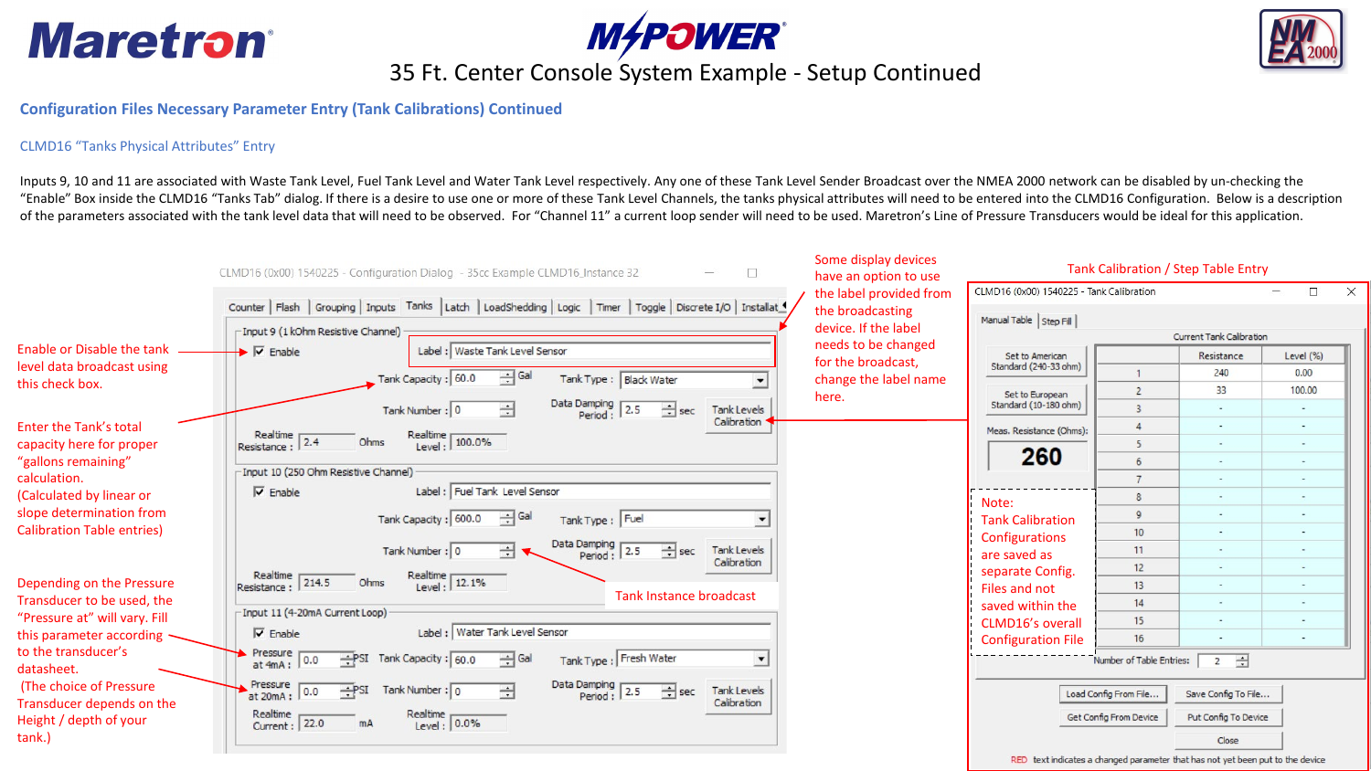# 35 Ft. Center Console System Example - Setup Continued

## Configuration Files Necessary Parameter Entry (Tank Calibrations) Continued

### CLMD16 “Tanks Physical Attributes” Entry

Inputs 9, 10 and 11 are associated with Waste Tank Level, Fuel Tank Level and Water Tank Level respectively. Any one of these Tank Level Sender Broadcast over the NMEA 2000 network can be disabled by un-checking the “Enable” Box inside the CLMD16 “Tanks Tab” dialog. If there is a desire to use one or more of these Tank Level Channels, the tanks physical attributes will need to be entered into the CLMD16 Configuration. Below is a description of the parameters associated with the tank level data that will need to be observed. For “Channel 11” a current loop sender will need to be used. Maretron’s Line of Pressure Transducers would be ideal for this application.

Enable or Disable the tank level data broadcast using this check box.

Enter the Tank’s total capacity here for proper “gallons remaining” calculation. (Calculated by linear or slope determination from Calibration Table entries)

Depending on the Pressure Transducer to be used, the “Pressure at” will vary. Fill this parameter according to the transducer’s datasheet. (The choice of Pressure Transducer depends on the Height / depth of your tank.)

CLMD16 (0x00) 1540225 - Configuration Dialog - 35cc Example CLMD16_Instance 32

Counter | Flash | Grouping | Inputs | Tanks | Latch | LoadShedding | Logic | Timer | Toggle | Discrete I/O | Installat

Input 9 (1 kOhm Resistive Channel)
- Enable
- Label : Waste Tank Level Sensor
- Tank Capacity : 60.0 Gal
- Tank Type : Black Water
- Tank Number : 0
- Data Damping Period : 2.5 sec
- Tank Levels Calibration
- Realtime Resistance : 2.4 Ohms
- Realtime Level : 100.0%

Input 10 (250 Ohm Resistive Channel)
- Enable
- Label : Fuel Tank Level Sensor
- Tank Capacity : 600.0 Gal
- Tank Type : Fuel
- Tank Number : 0
- Data Damping Period : 2.5 sec
- Tank Levels Calibration
- Realtime Resistance : 214.5 Ohms
- Realtime Level : 12.1%

Input 11 (4-20mA Current Loop)
- Enable
- Label : Water Tank Level Sensor
- Pressure at 4mA : 0.0 PSI
- Tank Capacity : 60.0 Gal
- Tank Type : Fresh Water
- Pressure at 20mA : 0.0 PSI
- Tank Number : 0
- Data Damping Period : 2.5 sec
- Tank Levels Calibration
- Realtime Current : 22.0 mA
- Realtime Level : 0.0%

Some display devices have an option to use the label provided from the broadcasting device. If the label needs to be changed for the broadcast, change the label name here.

Tank Instance broadcast

### Tank Calibration / Step Table Entry

CLMD16 (0x00) 1540225 - Tank Calibration

Manual Table | Step Fill

Set to American Standard (240-33 ohm)

Set to European Standard (10-180 ohm)

Meas. Resistance (Ohms): 260

Current Tank Calibration

| | Resistance | Level (%) |
|---|---|---|
| 1 | 240 | 0.00 |
| 2 | 33 | 100.00 |
| 3 | - | - |
| 4 | - | - |
| 5 | - | - |
| 6 | - | - |
| 7 | - | - |
| 8 | - | - |
| 9 | - | - |
| 10 | - | - |
| 11 | - | - |
| 12 | - | - |
| 13 | - | - |
| 14 | - | - |
| 15 | - | - |
| 16 | - | - |

Number of Table Entries: 2

Load Config From File... | Save Config To File... | Get Config From Device | Put Config To Device | Close

RED text indicates a changed parameter that has not yet been put to the device

Note: Tank Calibration Configurations are saved as separate Config. Files and not saved within the CLMD16’s overall Configuration File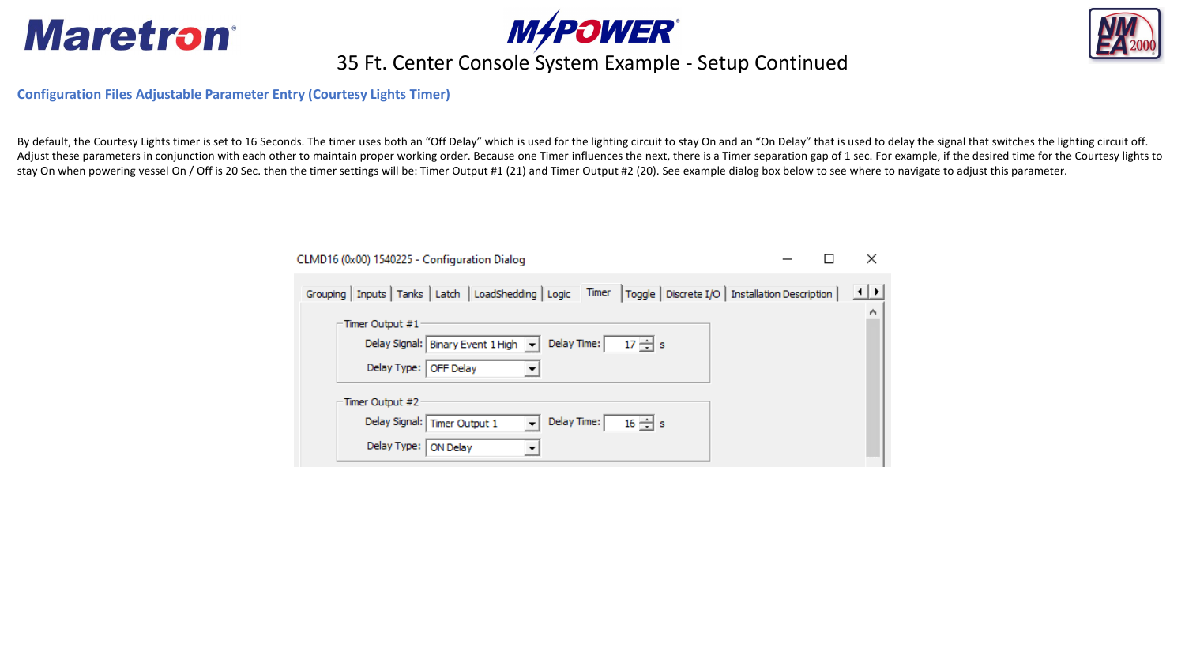# 35 Ft. Center Console System Example - Setup Continued

## Configuration Files Adjustable Parameter Entry (Courtesy Lights Timer)

By default, the Courtesy Lights timer is set to 16 Seconds. The timer uses both an "Off Delay" which is used for the lighting circuit to stay On and an "On Delay" that is used to delay the signal that switches the lighting circuit off. Adjust these parameters in conjunction with each other to maintain proper working order. Because one Timer influences the next, there is a Timer separation gap of 1 sec. For example, if the desired time for the Courtesy lights to stay On when powering vessel On / Off is 20 Sec. then the timer settings will be: Timer Output #1 (21) and Timer Output #2 (20). See example dialog box below to see where to navigate to adjust this parameter.

CLMD16 (0x00) 1540225 - Configuration Dialog

Grouping | Inputs | Tanks | Latch | LoadShedding | Logic | Timer | Toggle | Discrete I/O | Installation Description

**Timer Output #1**

- Delay Signal: Binary Event 1 High
- Delay Time: 17 s
- Delay Type: OFF Delay

**Timer Output #2**

- Delay Signal: Timer Output 1
- Delay Time: 16 s
- Delay Type: ON Delay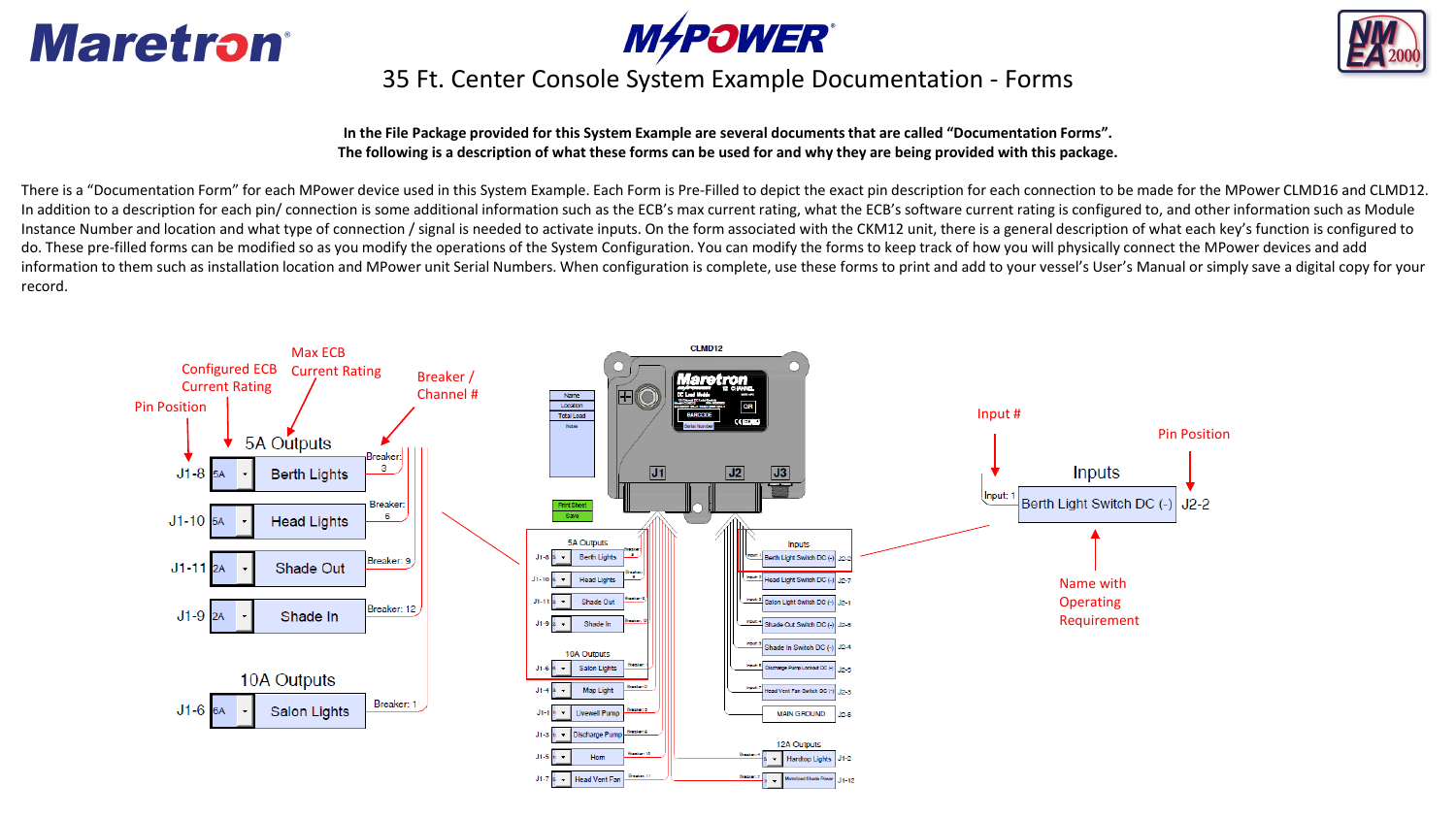# 35 Ft. Center Console System Example Documentation - Forms

**In the File Package provided for this System Example are several documents that are called "Documentation Forms". The following is a description of what these forms can be used for and why they are being provided with this package.**

There is a "Documentation Form" for each MPower device used in this System Example. Each Form is Pre-Filled to depict the exact pin description for each connection to be made for the MPower CLMD16 and CLMD12. In addition to a description for each pin/ connection is some additional information such as the ECB's max current rating, what the ECB's software current rating is configured to, and other information such as Module Instance Number and location and what type of connection / signal is needed to activate inputs. On the form associated with the CKM12 unit, there is a general description of what each key's function is configured to do. These pre-filled forms can be modified so as you modify the operations of the System Configuration. You can modify the forms to keep track of how you will physically connect the MPower devices and add information to them such as installation location and MPower unit Serial Numbers. When configuration is complete, use these forms to print and add to your vessel's User's Manual or simply save a digital copy for your record.

Pin Position | Configured ECB Current Rating | Max ECB Current Rating | Breaker / Channel #

**5A Outputs**

| Pin | Configured | Name | Breaker |
|---|---|---|---|
| J1-8 | 5A | Berth Lights | Breaker: 3 |
| J1-10 | 5A | Head Lights | Breaker: 6 |
| J1-11 | 2A | Shade Out | Breaker: 9 |
| J1-9 | 2A | Shade In | Breaker: 12 |

**10A Outputs**

| Pin | Configured | Name | Breaker |
|---|---|---|---|
| J1-6 | 6A | Salon Lights | Breaker: 1 |

**CLMD12**

| Input # | Name | Pin |
|---|---|---|
| Input: 1 | Berth Light Switch DC (-) | J2-2 |

Input # | Pin Position | Name with Operating Requirement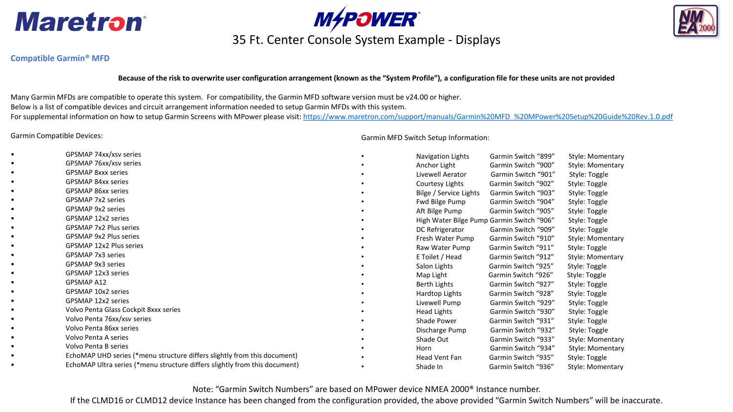# 35 Ft. Center Console System Example - Displays

## Compatible Garmin® MFD

**Because of the risk to overwrite user configuration arrangement (known as the "System Profile"), a configuration file for these units are not provided**

Many Garmin MFDs are compatible to operate this system. For compatibility, the Garmin MFD software version must be v24.00 or higher.
Below is a list of compatible devices and circuit arrangement information needed to setup Garmin MFDs with this system.
For supplemental information on how to setup Garmin Screens with MPower please visit: https://www.maretron.com/support/manuals/Garmin%20MFD_%20MPower%20Setup%20Guide%20Rev.1.0.pdf

Garmin Compatible Devices:

- GPSMAP 74xx/xsv series
- GPSMAP 76xx/xsv series
- GPSMAP 8xxx series
- GPSMAP 84xx series
- GPSMAP 86xx series
- GPSMAP 7x2 series
- GPSMAP 9x2 series
- GPSMAP 12x2 series
- GPSMAP 7x2 Plus series
- GPSMAP 9x2 Plus series
- GPSMAP 12x2 Plus series
- GPSMAP 7x3 series
- GPSMAP 9x3 series
- GPSMAP 12x3 series
- GPSMAP A12
- GPSMAP 10x2 series
- GPSMAP 12x2 series
- Volvo Penta Glass Cockpit 8xxx series
- Volvo Penta 76xx/xsv series
- Volvo Penta 86xx series
- Volvo Penta A series
- Volvo Penta B series
- EchoMAP UHD series (*menu structure differs slightly from this document)
- EchoMAP Ultra series (*menu structure differs slightly from this document)

Garmin MFD Switch Setup Information:

- Navigation Lights — Garmin Switch "899" — Style: Momentary
- Anchor Light — Garmin Switch "900" — Style: Momentary
- Livewell Aerator — Garmin Switch "901" — Style: Toggle
- Courtesy Lights — Garmin Switch "902" — Style: Toggle
- Bilge / Service Lights — Garmin Switch "903" — Style: Toggle
- Fwd Bilge Pump — Garmin Switch "904" — Style: Toggle
- Aft Bilge Pump — Garmin Switch "905" — Style: Toggle
- High Water Bilge Pump — Garmin Switch "906" — Style: Toggle
- DC Refrigerator — Garmin Switch "909" — Style: Toggle
- Fresh Water Pump — Garmin Switch "910" — Style: Momentary
- Raw Water Pump — Garmin Switch "911" — Style: Toggle
- E Toilet / Head — Garmin Switch "912" — Style: Momentary
- Salon Lights — Garmin Switch "925" — Style: Toggle
- Map Light — Garmin Switch "926" — Style: Toggle
- Berth Lights — Garmin Switch "927" — Style: Toggle
- Hardtop Lights — Garmin Switch "928" — Style: Toggle
- Livewell Pump — Garmin Switch "929" — Style: Toggle
- Head Lights — Garmin Switch "930" — Style: Toggle
- Shade Power — Garmin Switch "931" — Style: Toggle
- Discharge Pump — Garmin Switch "932" — Style: Toggle
- Shade Out — Garmin Switch "933" — Style: Momentary
- Horn — Garmin Switch "934" — Style: Momentary
- Head Vent Fan — Garmin Switch "935" — Style: Toggle
- Shade In — Garmin Switch "936" — Style: Momentary

Note: "Garmin Switch Numbers" are based on MPower device NMEA 2000® Instance number.
If the CLMD16 or CLMD12 device Instance has been changed from the configuration provided, the above provided "Garmin Switch Numbers" will be inaccurate.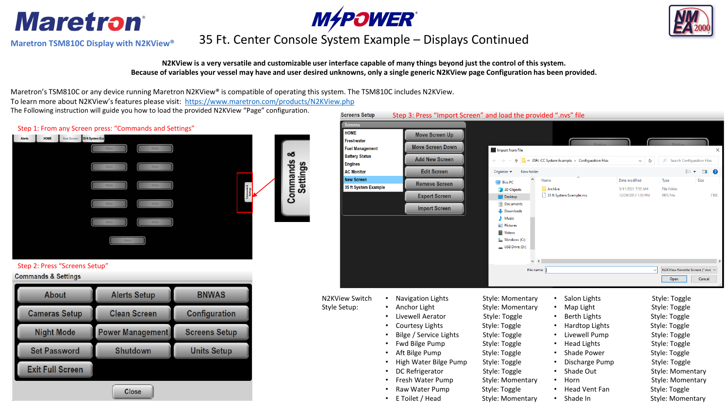# Maretron

**Maretron TSM810C Display with N2KView®**

## 35 Ft. Center Console System Example – Displays Continued

**N2KView is a very versatile and customizable user interface capable of many things beyond just the control of this system.**
**Because of variables your vessel may have and user desired unknowns, only a single generic N2KView page Configuration has been provided.**

Maretron's TSM810C or any device running Maretron N2KView® is compatible of operating this system. The TSM810C includes N2KView.
To learn more about N2KView's features please visit: https://www.maretron.com/products/N2KView.php
The Following instruction will guide you how to load the provided N2KView "Page" configuration.

Step 1: From any Screen press: "Commands and Settings"

Step 2: Press "Screens Setup"

Step 3: Press "Import Screen" and load the provided ".nvs" file

N2KView Switch Style Setup:

| Switch | Style | Switch | Style |
|---|---|---|---|
| Navigation Lights | Style: Momentary | Salon Lights | Style: Toggle |
| Anchor Light | Style: Momentary | Map Light | Style: Toggle |
| Livewell Aerator | Style: Toggle | Berth Lights | Style: Toggle |
| Courtesy Lights | Style: Toggle | Hardtop Lights | Style: Toggle |
| Bilge / Service Lights | Style: Toggle | Livewell Pump | Style: Toggle |
| Fwd Bilge Pump | Style: Toggle | Head Lights | Style: Toggle |
| Aft Bilge Pump | Style: Toggle | Shade Power | Style: Toggle |
| High Water Bilge Pump | Style: Toggle | Discharge Pump | Style: Toggle |
| DC Refrigerator | Style: Toggle | Shade Out | Style: Momentary |
| Fresh Water Pump | Style: Momentary | Horn | Style: Momentary |
| Raw Water Pump | Style: Toggle | Head Vent Fan | Style: Toggle |
| E Toilet / Head | Style: Momentary | Shade In | Style: Momentary |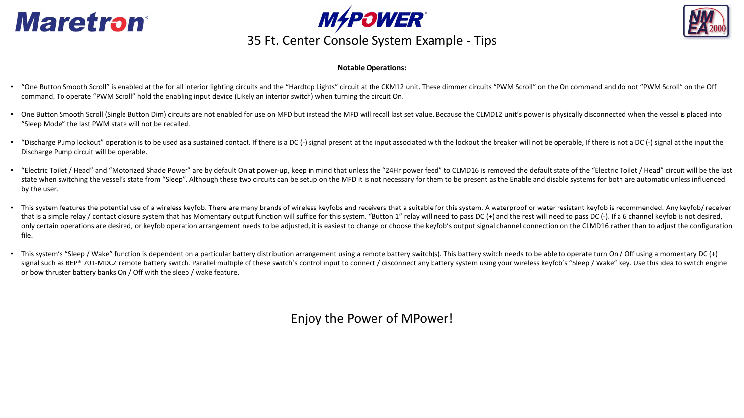# 35 Ft. Center Console System Example - Tips

**Notable Operations:**

- “One Button Smooth Scroll” is enabled at the for all interior lighting circuits and the “Hardtop Lights” circuit at the CKM12 unit. These dimmer circuits “PWM Scroll” on the On command and do not “PWM Scroll” on the Off command. To operate “PWM Scroll” hold the enabling input device (Likely an interior switch) when turning the circuit On.
- One Button Smooth Scroll (Single Button Dim) circuits are not enabled for use on MFD but instead the MFD will recall last set value. Because the CLMD12 unit’s power is physically disconnected when the vessel is placed into “Sleep Mode” the last PWM state will not be recalled.
- “Discharge Pump lockout” operation is to be used as a sustained contact. If there is a DC (-) signal present at the input associated with the lockout the breaker will not be operable, If there is not a DC (-) signal at the input the Discharge Pump circuit will be operable.
- “Electric Toilet / Head” and “Motorized Shade Power” are by default On at power-up, keep in mind that unless the “24Hr power feed” to CLMD16 is removed the default state of the “Electric Toilet / Head” circuit will be the last state when switching the vessel’s state from “Sleep”. Although these two circuits can be setup on the MFD it is not necessary for them to be present as the Enable and disable systems for both are automatic unless influenced by the user.
- This system features the potential use of a wireless keyfob. There are many brands of wireless keyfobs and receivers that a suitable for this system. A waterproof or water resistant keyfob is recommended. Any keyfob/ receiver that is a simple relay / contact closure system that has Momentary output function will suffice for this system. “Button 1” relay will need to pass DC (+) and the rest will need to pass DC (-). If a 6 channel keyfob is not desired, only certain operations are desired, or keyfob operation arrangement needs to be adjusted, it is easiest to change or choose the keyfob’s output signal channel connection on the CLMD16 rather than to adjust the configuration file.
- This system’s “Sleep / Wake” function is dependent on a particular battery distribution arrangement using a remote battery switch(s). This battery switch needs to be able to operate turn On / Off using a momentary DC (+) signal such as BEP® 701-MDCZ remote battery switch. Parallel multiple of these switch’s control input to connect / disconnect any battery system using your wireless keyfob’s “Sleep / Wake” key. Use this idea to switch engine or bow thruster battery banks On / Off with the sleep / wake feature.

Enjoy the Power of MPower!